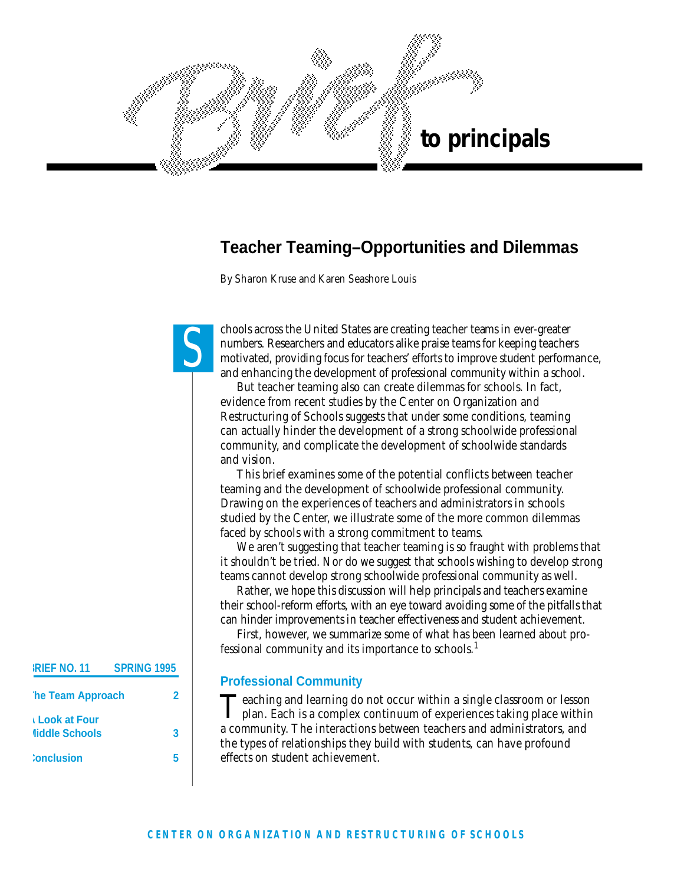# Brief to principals

## Teacher Teaming–Opportunities and Dilemmas

By Sharon Kruse and Karen Seashore Louis

Schools across the United States are creating teacher teams in ever-greater numbers. Researchers and educators alike praise teams for keeping teachers motivated, providing focus for teachers' efforts to improve student performance, and enhancing the development of professional community within a school.

But teacher teaming also can create dilemmas for schools. In fact, evidence from recent studies by the Center on Organization and Restructuring of Schools suggests that under some conditions, teaming can actually hinder the development of a strong schoolwide professional community, and complicate the development of schoolwide standards and vision.

This brief examines some of the potential conflicts between teacher teaming and the development of schoolwide professional community. Drawing on the experiences of teachers and administrators in schools studied by the Center, we illustrate some of the more common dilemmas faced by schools with a strong commitment to teams.

We aren't suggesting that teacher teaming is so fraught with problems that it shouldn't be tried. Nor do we suggest that schools wishing to develop strong teams cannot develop strong schoolwide professional community as well.

Rather, we hope this discussion will help principals and teachers examine their school-reform efforts, with an eye toward avoiding some of the pitfalls that can hinder improvements in teacher effectiveness and student achievement.

First, however, we summarize some of what has been learned about professional community and its importance to schools.[1]

**BRIEF NO. 11 — SPRING 1995**

| | |
|---|---|
| The Team Approach | 2 |
| A Look at Four Middle Schools | 3 |
| Conclusion | 5 |

### Professional Community

Teaching and learning do not occur within a single classroom or lesson plan. Each is a complex continuum of experiences taking place within a community. The interactions between teachers and administrators, and the types of relationships they build with students, can have profound effects on student achievement.

CENTER ON ORGANIZATION AND RESTRUCTURING OF SCHOOLS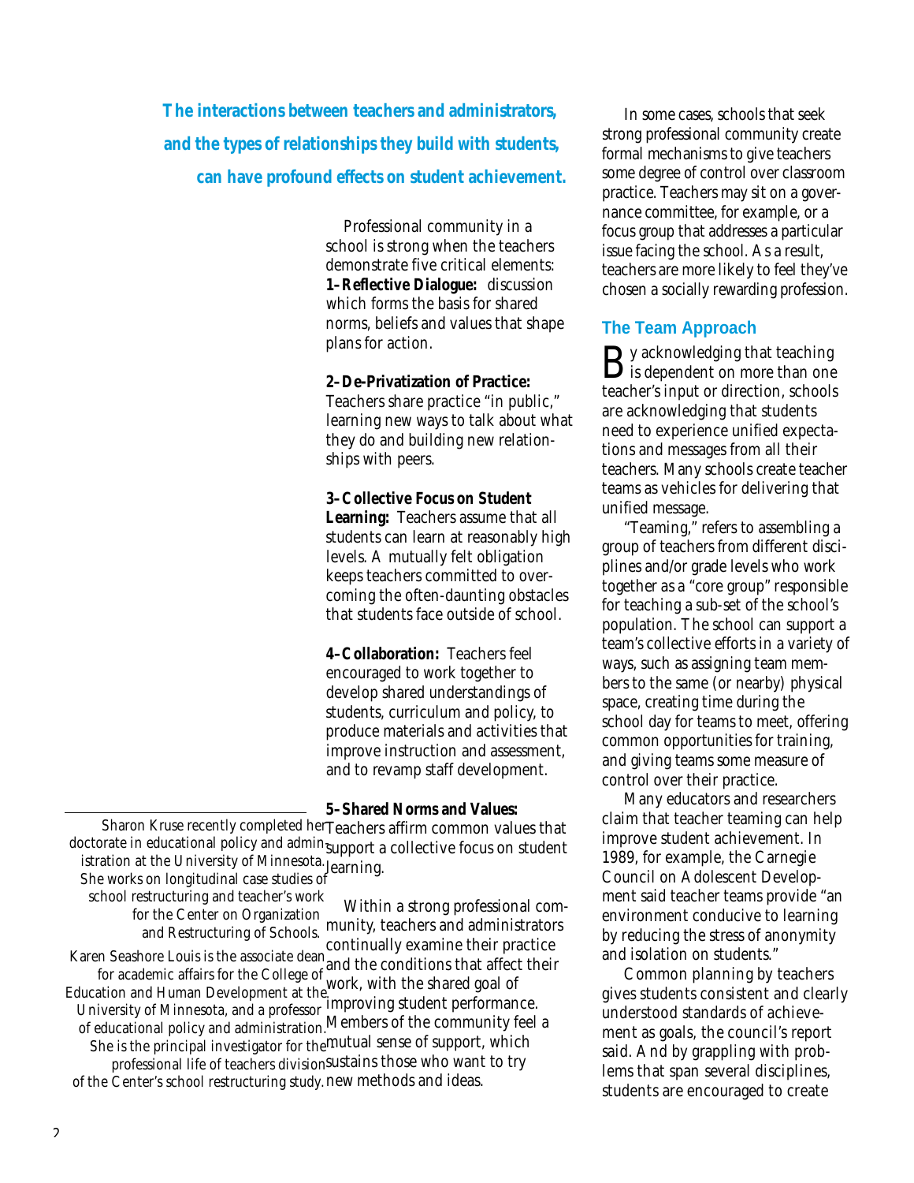**The interactions between teachers and administrators, and the types of relationships they build with students, can have profound effects on student achievement.**

Professional community in a school is strong when the teachers demonstrate five critical elements:

**1–Reflective Dialogue:** discussion which forms the basis for shared norms, beliefs and values that shape plans for action.

**2–De-Privatization of Practice:** Teachers share practice "in public," learning new ways to talk about what they do and building new relationships with peers.

**3–Collective Focus on Student Learning:** Teachers assume that all students can learn at reasonably high levels. A mutually felt obligation keeps teachers committed to overcoming the often-daunting obstacles that students face outside of school.

**4–Collaboration:** Teachers feel encouraged to work together to develop shared understandings of students, curriculum and policy, to produce materials and activities that improve instruction and assessment, and to revamp staff development.

**5–Shared Norms and Values:** Teachers affirm common values that support a collective focus on student learning.

Within a strong professional community, teachers and administrators continually examine their practice and the conditions that affect their work, with the shared goal of improving student performance. Members of the community feel a mutual sense of support, which sustains those who want to try new methods and ideas.

In some cases, schools that seek strong professional community create formal mechanisms to give teachers some degree of control over classroom practice. Teachers may sit on a governance committee, for example, or a focus group that addresses a particular issue facing the school. As a result, teachers are more likely to feel they've chosen a socially rewarding profession.

## The Team Approach

By acknowledging that teaching is dependent on more than one teacher's input or direction, schools are acknowledging that students need to experience unified expectations and messages from all their teachers. Many schools create teacher teams as vehicles for delivering that unified message.

"Teaming," refers to assembling a group of teachers from different disciplines and/or grade levels who work together as a "core group" responsible for teaching a sub-set of the school's population. The school can support a team's collective efforts in a variety of ways, such as assigning team members to the same (or nearby) physical space, creating time during the school day for teams to meet, offering common opportunities for training, and giving teams some measure of control over their practice.

Many educators and researchers claim that teacher teaming can help improve student achievement. In 1989, for example, the Carnegie Council on Adolescent Development said teacher teams provide "an environment conducive to learning by reducing the stress of anonymity and isolation on students."

Common planning by teachers gives students consistent and clearly understood standards of achievement as goals, the council's report said. And by grappling with problems that span several disciplines, students are encouraged to create

---

Sharon Kruse recently completed her doctorate in educational policy and administration at the University of Minnesota. She works on longitudinal case studies of school restructuring and teacher's work for the Center on Organization and Restructuring of Schools.

Karen Seashore Louis is the associate dean for academic affairs for the College of Education and Human Development at the University of Minnesota, and a professor of educational policy and administration. She is the principal investigator for the professional life of teachers division of the Center's school restructuring study.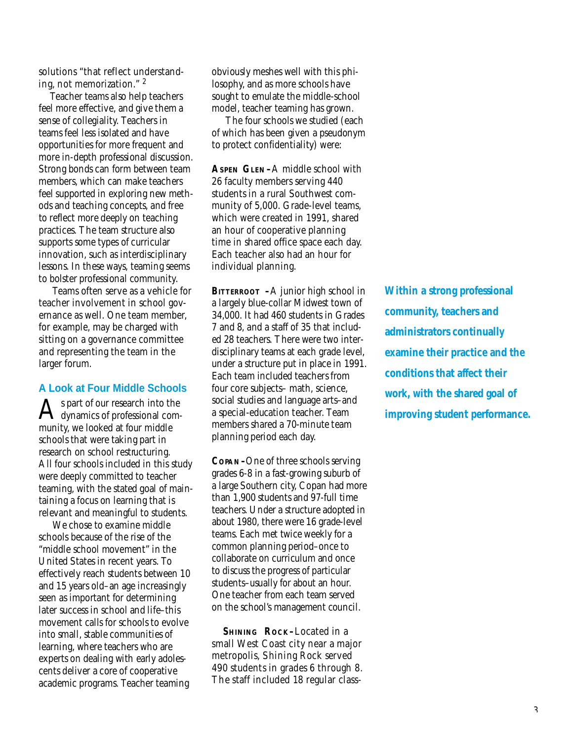solutions "that reflect understanding, not memorization." [2]

Teacher teams also help teachers feel more effective, and give them a sense of collegiality. Teachers in teams feel less isolated and have opportunities for more frequent and more in-depth professional discussion. Strong bonds can form between team members, which can make teachers feel supported in exploring new methods and teaching concepts, and free to reflect more deeply on teaching practices. The team structure also supports some types of curricular innovation, such as interdisciplinary lessons. In these ways, teaming seems to bolster professional community.

Teams often serve as a vehicle for teacher involvement in school governance as well. One team member, for example, may be charged with sitting on a governance committee and representing the team in the larger forum.

## A Look at Four Middle Schools

As part of our research into the dynamics of professional community, we looked at four middle schools that were taking part in research on school restructuring. All four schools included in this study were deeply committed to teacher teaming, with the stated goal of maintaining a focus on learning that is relevant and meaningful to students.

We chose to examine middle schools because of the rise of the "middle school movement" in the United States in recent years. To effectively reach students between 10 and 15 years old–an age increasingly seen as important for determining later success in school and life–this movement calls for schools to evolve into small, stable communities of learning, where teachers who are experts on dealing with early adolescents deliver a core of cooperative academic programs. Teacher teaming obviously meshes well with this philosophy, and as more schools have sought to emulate the middle-school model, teacher teaming has grown.

The four schools we studied (each of which has been given a pseudonym to protect confidentiality) were:

**ASPEN GLEN**–A middle school with 26 faculty members serving 440 students in a rural Southwest community of 5,000. Grade-level teams, which were created in 1991, shared an hour of cooperative planning time in shared office space each day. Each teacher also had an hour for individual planning.

**BITTERROOT**–A junior high school in a largely blue-collar Midwest town of 34,000. It had 460 students in Grades 7 and 8, and a staff of 35 that included 28 teachers. There were two interdisciplinary teams at each grade level, under a structure put in place in 1991. Each team included teachers from four core subjects– math, science, social studies and language arts–and a special-education teacher. Team members shared a 70-minute team planning period each day.

**COPAN**–One of three schools serving grades 6-8 in a fast-growing suburb of a large Southern city, Copan had more than 1,900 students and 97-full time teachers. Under a structure adopted in about 1980, there were 16 grade-level teams. Each met twice weekly for a common planning period–once to collaborate on curriculum and once to discuss the progress of particular students–usually for about an hour. One teacher from each team served on the school's management council.

**SHINING ROCK**–Located in a small West Coast city near a major metropolis, Shining Rock served 490 students in grades 6 through 8. The staff included 18 regular class-

**Within a strong professional community, teachers and administrators continually examine their practice and the conditions that affect their work, with the shared goal of improving student performance.**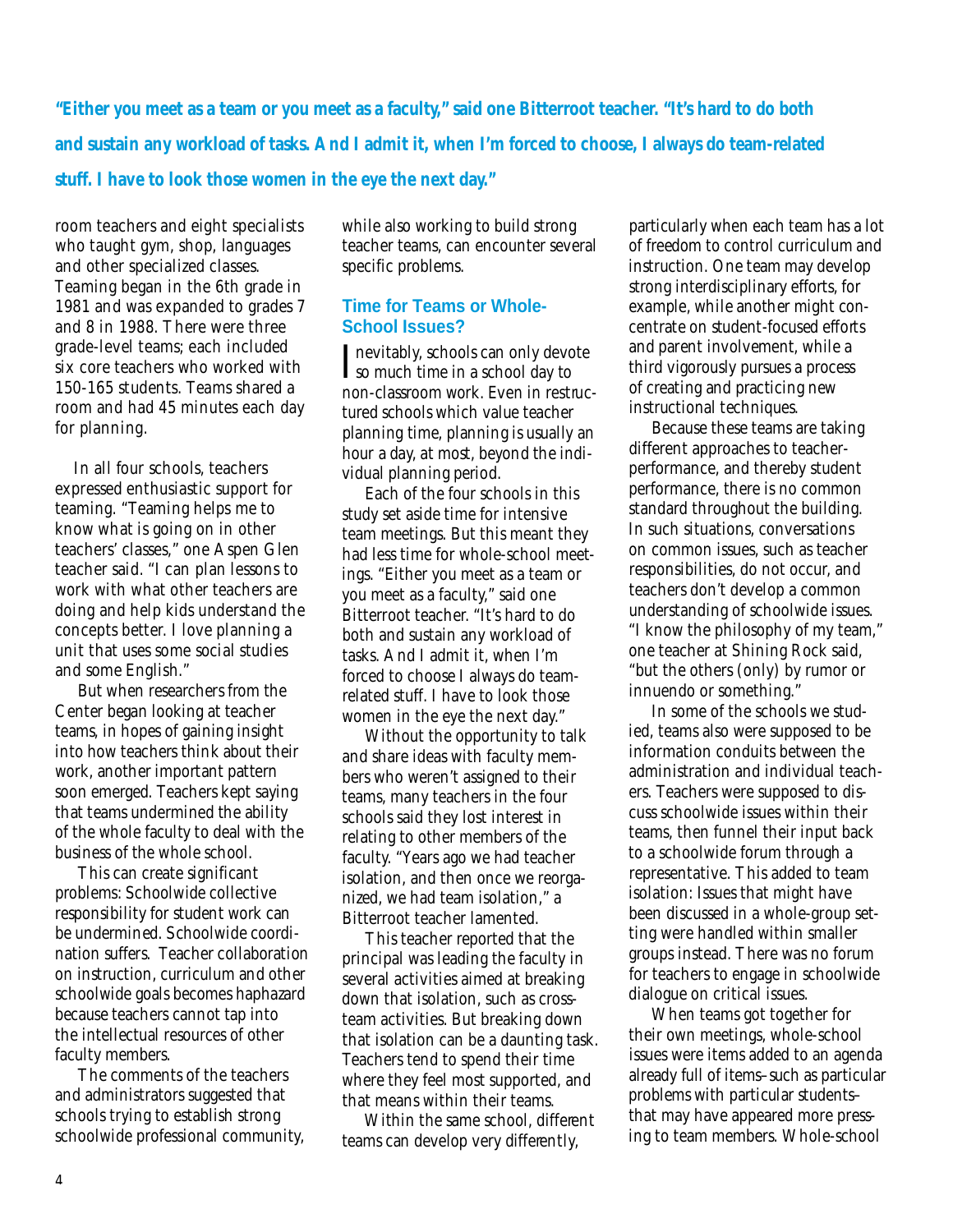**"Either you meet as a team or you meet as a faculty," said one Bitterroot teacher. "It's hard to do both and sustain any workload of tasks. And I admit it, when I'm forced to choose, I always do team-related stuff. I have to look those women in the eye the next day."**

room teachers and eight specialists who taught gym, shop, languages and other specialized classes. Teaming began in the 6th grade in 1981 and was expanded to grades 7 and 8 in 1988. There were three grade-level teams; each included six core teachers who worked with 150-165 students. Teams shared a room and had 45 minutes each day for planning.

In all four schools, teachers expressed enthusiastic support for teaming. "Teaming helps me to know what is going on in other teachers' classes," one Aspen Glen teacher said. "I can plan lessons to work with what other teachers are doing and help kids understand the concepts better. I love planning a unit that uses some social studies and some English."

But when researchers from the Center began looking at teacher teams, in hopes of gaining insight into how teachers think about their work, another important pattern soon emerged. Teachers kept saying that teams undermined the ability of the whole faculty to deal with the business of the whole school.

This can create significant problems: Schoolwide collective responsibility for student work can be undermined. Schoolwide coordination suffers. Teacher collaboration on instruction, curriculum and other schoolwide goals becomes haphazard because teachers cannot tap into the intellectual resources of other faculty members.

The comments of the teachers and administrators suggested that schools trying to establish strong schoolwide professional community, while also working to build strong teacher teams, can encounter several specific problems.

## Time for Teams or Whole-School Issues?

Inevitably, schools can only devote so much time in a school day to non-classroom work. Even in restructured schools which value teacher planning time, planning is usually an hour a day, at most, beyond the individual planning period.

Each of the four schools in this study set aside time for intensive team meetings. But this meant they had less time for whole-school meetings. "Either you meet as a team or you meet as a faculty," said one Bitterroot teacher. "It's hard to do both and sustain any workload of tasks. And I admit it, when I'm forced to choose I always do team-related stuff. I have to look those women in the eye the next day."

Without the opportunity to talk and share ideas with faculty members who weren't assigned to their teams, many teachers in the four schools said they lost interest in relating to other members of the faculty. "Years ago we had teacher isolation, and then once we reorganized, we had team isolation," a Bitterroot teacher lamented.

This teacher reported that the principal was leading the faculty in several activities aimed at breaking down that isolation, such as cross-team activities. But breaking down that isolation can be a daunting task. Teachers tend to spend their time where they feel most supported, and that means within their teams.

Within the same school, different teams can develop very differently, particularly when each team has a lot of freedom to control curriculum and instruction. One team may develop strong interdisciplinary efforts, for example, while another might concentrate on student-focused efforts and parent involvement, while a third vigorously pursues a process of creating and practicing new instructional techniques.

Because these teams are taking different approaches to teacher-performance, and thereby student performance, there is no common standard throughout the building. In such situations, conversations on common issues, such as teacher responsibilities, do not occur, and teachers don't develop a common understanding of schoolwide issues. "I know the philosophy of my team," one teacher at Shining Rock said, "but the others (only) by rumor or innuendo or something."

In some of the schools we studied, teams also were supposed to be information conduits between the administration and individual teachers. Teachers were supposed to discuss schoolwide issues within their teams, then funnel their input back to a schoolwide forum through a representative. This added to team isolation: Issues that might have been discussed in a whole-group setting were handled within smaller groups instead. There was no forum for teachers to engage in schoolwide dialogue on critical issues.

When teams got together for their own meetings, whole-school issues were items added to an agenda already full of items–such as particular problems with particular students–that may have appeared more pressing to team members. Whole-school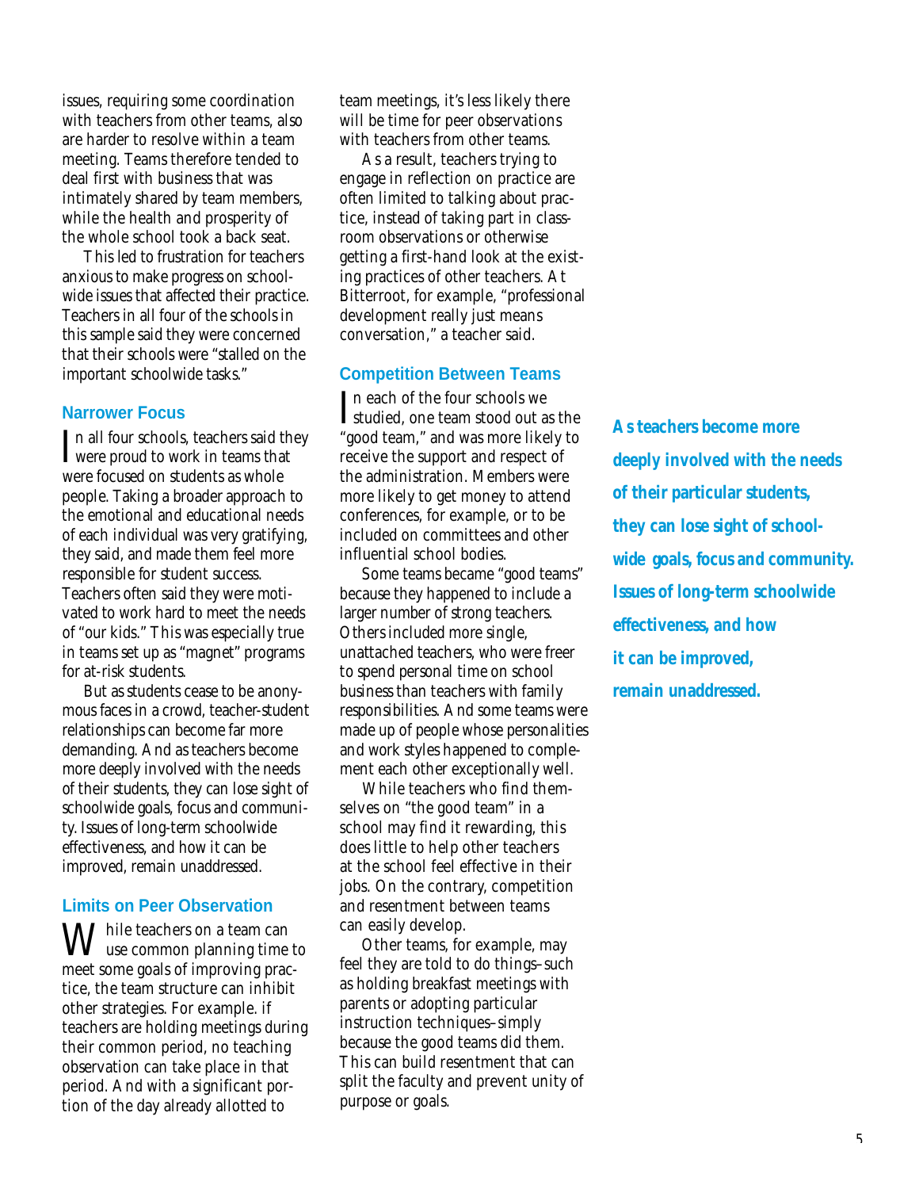issues, requiring some coordination with teachers from other teams, also are harder to resolve within a team meeting. Teams therefore tended to deal first with business that was intimately shared by team members, while the health and prosperity of the whole school took a back seat.

This led to frustration for teachers anxious to make progress on schoolwide issues that affected their practice. Teachers in all four of the schools in this sample said they were concerned that their schools were "stalled on the important schoolwide tasks."

## Narrower Focus

In all four schools, teachers said they were proud to work in teams that were focused on students as whole people. Taking a broader approach to the emotional and educational needs of each individual was very gratifying, they said, and made them feel more responsible for student success. Teachers often said they were motivated to work hard to meet the needs of "our kids." This was especially true in teams set up as "magnet" programs for at-risk students.

But as students cease to be anonymous faces in a crowd, teacher-student relationships can become far more demanding. And as teachers become more deeply involved with the needs of their students, they can lose sight of schoolwide goals, focus and community. Issues of long-term schoolwide effectiveness, and how it can be improved, remain unaddressed.

## Limits on Peer Observation

While teachers on a team can use common planning time to meet some goals of improving practice, the team structure can inhibit other strategies. For example. if teachers are holding meetings during their common period, no teaching observation can take place in that period. And with a significant portion of the day already allotted to team meetings, it's less likely there will be time for peer observations with teachers from other teams.

As a result, teachers trying to engage in reflection on practice are often limited to talking about practice, instead of taking part in classroom observations or otherwise getting a first-hand look at the existing practices of other teachers. At Bitterroot, for example, "professional development really just means conversation," a teacher said.

## Competition Between Teams

In each of the four schools we studied, one team stood out as the "good team," and was more likely to receive the support and respect of the administration. Members were more likely to get money to attend conferences, for example, or to be included on committees and other influential school bodies.

Some teams became "good teams" because they happened to include a larger number of strong teachers. Others included more single, unattached teachers, who were freer to spend personal time on school business than teachers with family responsibilities. And some teams were made up of people whose personalities and work styles happened to complement each other exceptionally well.

While teachers who find themselves on "the good team" in a school may find it rewarding, this does little to help other teachers at the school feel effective in their jobs. On the contrary, competition and resentment between teams can easily develop.

Other teams, for example, may feel they are told to do things–such as holding breakfast meetings with parents or adopting particular instruction techniques–simply because the good teams did them. This can build resentment that can split the faculty and prevent unity of purpose or goals.

**As teachers become more deeply involved with the needs of their particular students, they can lose sight of schoolwide goals, focus and community. Issues of long-term schoolwide effectiveness, and how it can be improved, remain unaddressed.**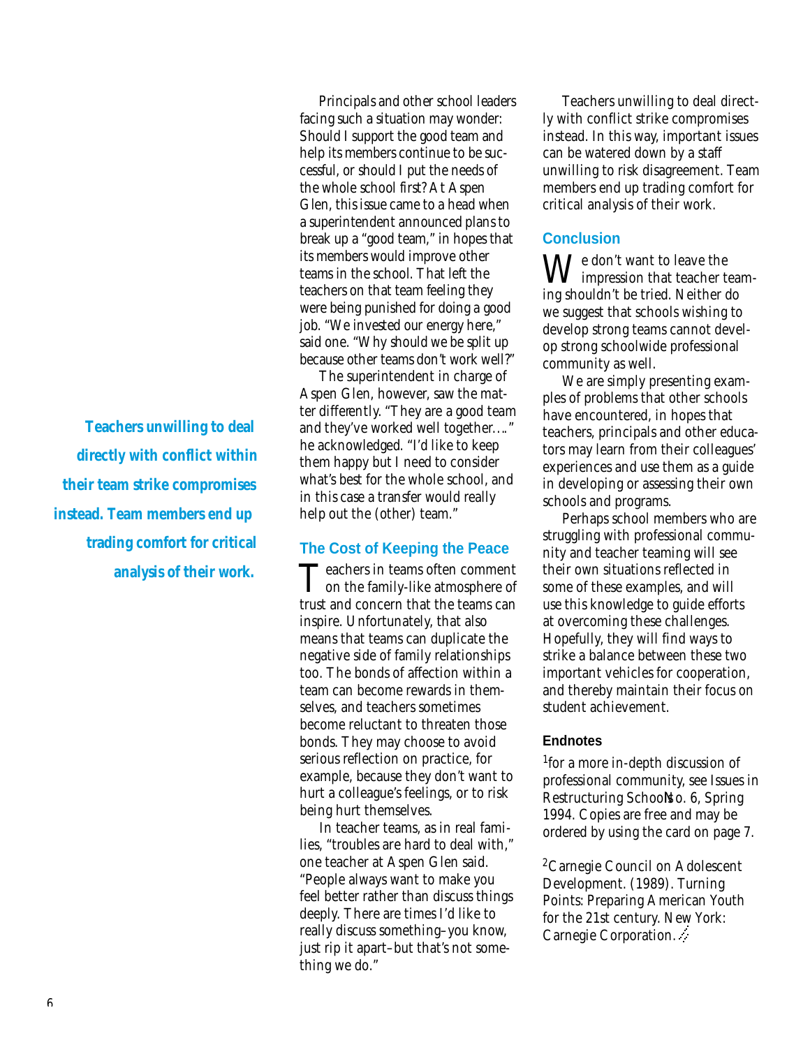Principals and other school leaders facing such a situation may wonder: Should I support the good team and help its members continue to be successful, or should I put the needs of the whole school first? At Aspen Glen, this issue came to a head when a superintendent announced plans to break up a "good team," in hopes that its members would improve other teams in the school. That left the teachers on that team feeling they were being punished for doing a good job. "We invested our energy here," said one. "Why should we be split up because other teams don't work well?"

The superintendent in charge of Aspen Glen, however, saw the matter differently. "They are a good team and they've worked well together…." he acknowledged. "I'd like to keep them happy but I need to consider what's best for the whole school, and in this case a transfer would really help out the (other) team."

**Teachers unwilling to deal directly with conflict within their team strike compromises instead. Team members end up trading comfort for critical analysis of their work.**

## The Cost of Keeping the Peace

Teachers in teams often comment on the family-like atmosphere of trust and concern that the teams can inspire. Unfortunately, that also means that teams can duplicate the negative side of family relationships too. The bonds of affection within a team can become rewards in themselves, and teachers sometimes become reluctant to threaten those bonds. They may choose to avoid serious reflection on practice, for example, because they don't want to hurt a colleague's feelings, or to risk being hurt themselves.

In teacher teams, as in real families, "troubles are hard to deal with," one teacher at Aspen Glen said. "People always want to make you feel better rather than discuss things deeply. There are times I'd like to really discuss something–you know, just rip it apart–but that's not something we do."

Teachers unwilling to deal directly with conflict strike compromises instead. In this way, important issues can be watered down by a staff unwilling to risk disagreement. Team members end up trading comfort for critical analysis of their work.

## Conclusion

We don't want to leave the impression that teacher teaming shouldn't be tried. Neither do we suggest that schools wishing to develop strong teams cannot develop strong schoolwide professional community as well.

We are simply presenting examples of problems that other schools have encountered, in hopes that teachers, principals and other educators may learn from their colleagues' experiences and use them as a guide in developing or assessing their own schools and programs.

Perhaps school members who are struggling with professional community and teacher teaming will see their own situations reflected in some of these examples, and will use this knowledge to guide efforts at overcoming these challenges. Hopefully, they will find ways to strike a balance between these two important vehicles for cooperation, and thereby maintain their focus on student achievement.

### Endnotes

[1]for a more in-depth discussion of professional community, see Issues in Restructuring Schools No. 6, Spring 1994. Copies are free and may be ordered by using the card on page 7.

[2]Carnegie Council on Adolescent Development. (1989). Turning Points: Preparing American Youth for the 21st century. New York: Carnegie Corporation.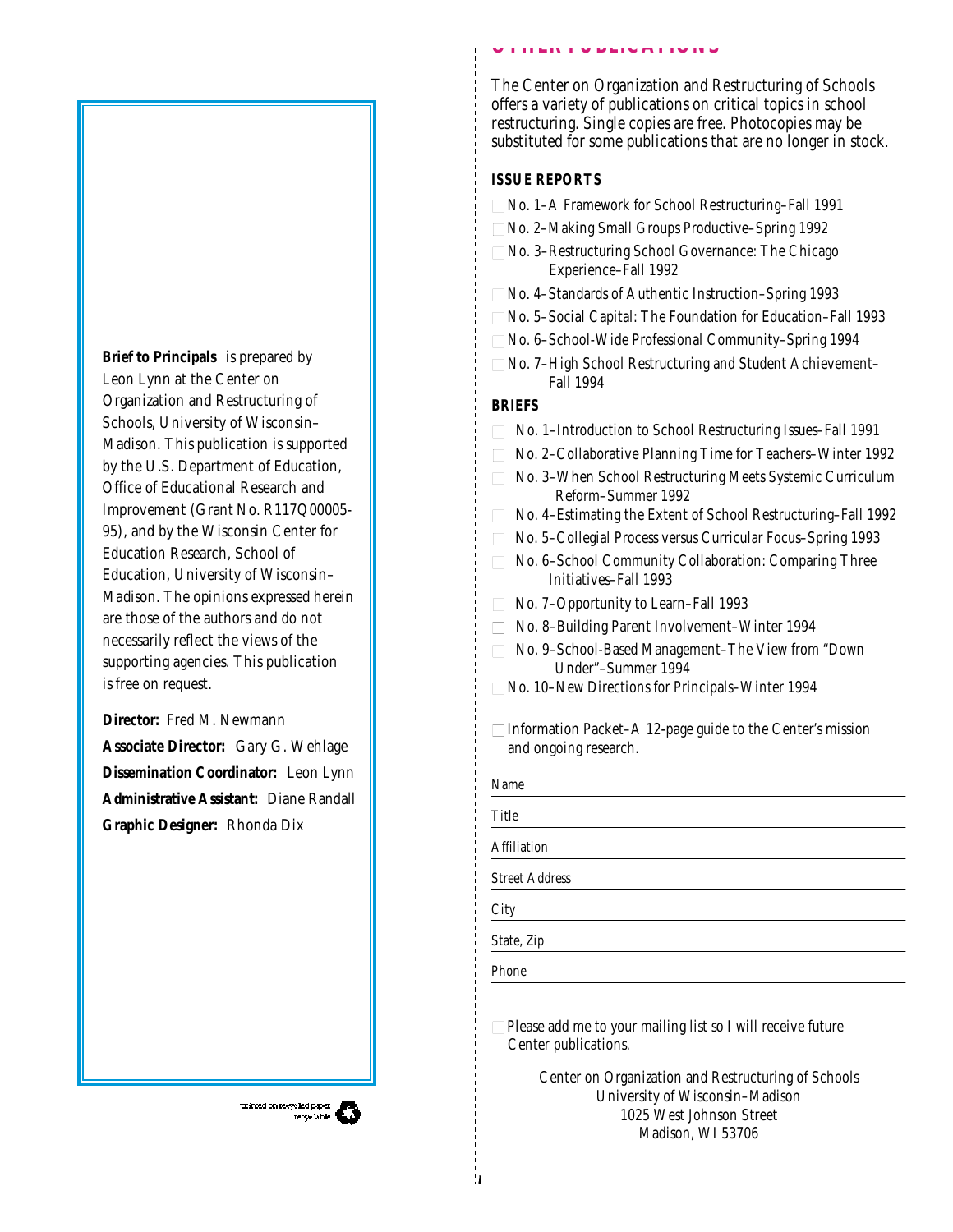**Brief to Principals** is prepared by Leon Lynn at the Center on Organization and Restructuring of Schools, University of Wisconsin–Madison. This publication is supported by the U.S. Department of Education, Office of Educational Research and Improvement (Grant No. R117Q00005-95), and by the Wisconsin Center for Education Research, School of Education, University of Wisconsin–Madison. The opinions expressed herein are those of the authors and do not necessarily reflect the views of the supporting agencies. This publication is free on request.

**Director:** Fred M. Newmann

**Associate Director:** Gary G. Wehlage

**Dissemination Coordinator:** Leon Lynn

**Administrative Assistant:** Diane Randall

**Graphic Designer:** Rhonda Dix

printed on recycled paper recyclable

## OTHER PUBLICATIONS

The Center on Organization and Restructuring of Schools offers a variety of publications on critical topics in school restructuring. Single copies are free. Photocopies may be substituted for some publications that are no longer in stock.

### ISSUE REPORTS

- ☐ No. 1–A Framework for School Restructuring–Fall 1991
- ☐ No. 2–Making Small Groups Productive–Spring 1992
- ☐ No. 3–Restructuring School Governance: The Chicago Experience–Fall 1992
- ☐ No. 4–Standards of Authentic Instruction–Spring 1993
- ☐ No. 5–Social Capital: The Foundation for Education–Fall 1993
- ☐ No. 6–School-Wide Professional Community–Spring 1994
- ☐ No. 7–High School Restructuring and Student Achievement–Fall 1994

### BRIEFS

- ☐ No. 1–Introduction to School Restructuring Issues–Fall 1991
- ☐ No. 2–Collaborative Planning Time for Teachers–Winter 1992
- ☐ No. 3–When School Restructuring Meets Systemic Curriculum Reform–Summer 1992
- ☐ No. 4–Estimating the Extent of School Restructuring–Fall 1992
- ☐ No. 5–Collegial Process versus Curricular Focus–Spring 1993
- ☐ No. 6–School Community Collaboration: Comparing Three Initiatives–Fall 1993
- ☐ No. 7–Opportunity to Learn–Fall 1993
- ☐ No. 8–Building Parent Involvement–Winter 1994
- ☐ No. 9–School-Based Management–The View from "Down Under"–Summer 1994
- ☐ No. 10–New Directions for Principals–Winter 1994

☐ Information Packet–A 12-page guide to the Center's mission and ongoing research.

Name ____________________

Title ____________________

Affiliation ____________________

Street Address ____________________

City ____________________

State, Zip ____________________

Phone ____________________

☐ Please add me to your mailing list so I will receive future Center publications.

Center on Organization and Restructuring of Schools
University of Wisconsin–Madison
1025 West Johnson Street
Madison, WI 53706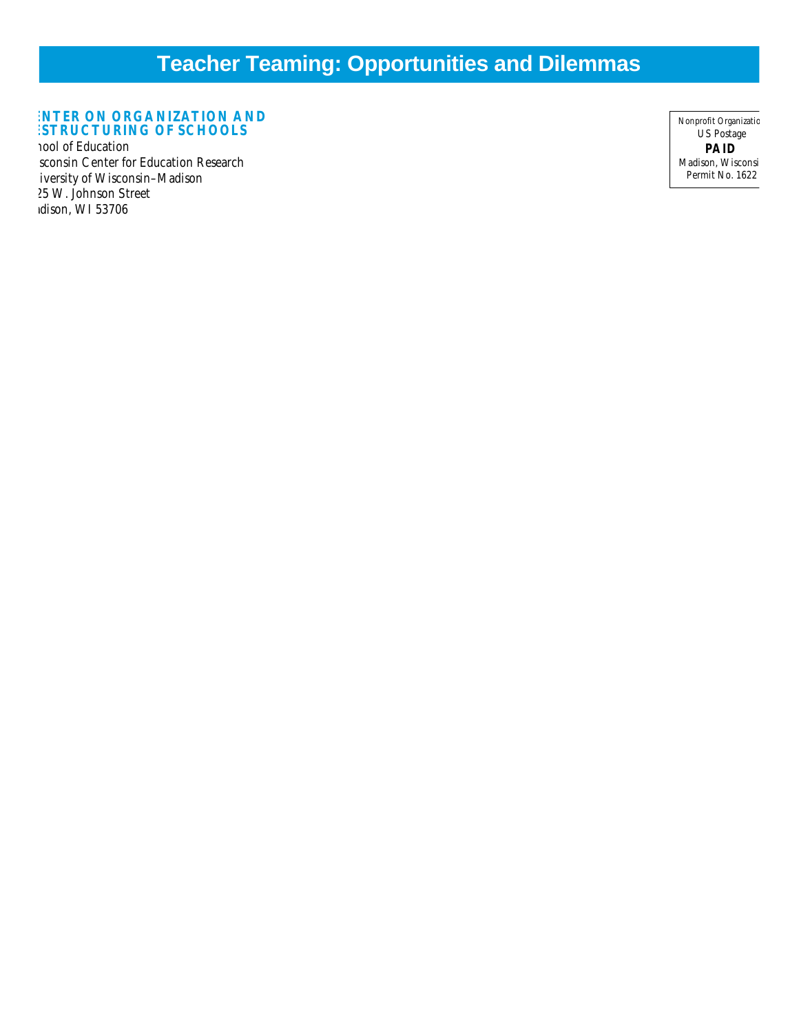# Teacher Teaming: Opportunities and Dilemmas

**ENTER ON ORGANIZATION AND**
**ESTRUCTURING OF SCHOOLS**
hool of Education
sconsin Center for Education Research
iversity of Wisconsin–Madison
25 W. Johnson Street
adison, WI 53706

Nonprofit Organizatio
US Postage
**PAID**
Madison, Wisconsi
Permit No. 1622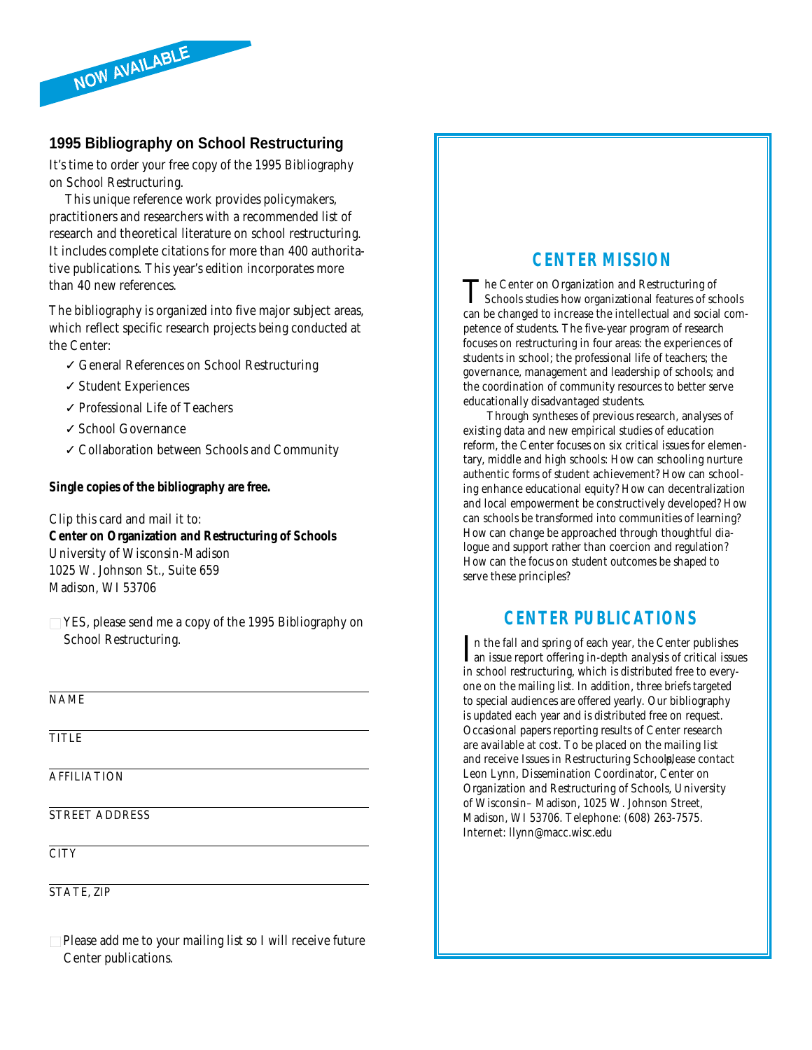NOW AVAILABLE

## 1995 Bibliography on School Restructuring

It's time to order your free copy of the 1995 Bibliography on School Restructuring.

This unique reference work provides policymakers, practitioners and researchers with a recommended list of research and theoretical literature on school restructuring. It includes complete citations for more than 400 authoritative publications. This year's edition incorporates more than 40 new references.

The bibliography is organized into five major subject areas, which reflect specific research projects being conducted at the Center:

- ✓ General References on School Restructuring
- ✓ Student Experiences
- ✓ Professional Life of Teachers
- ✓ School Governance
- ✓ Collaboration between Schools and Community

**Single copies of the bibliography are free.**

Clip this card and mail it to:
**Center on Organization and Restructuring of Schools**
University of Wisconsin-Madison
1025 W. Johnson St., Suite 659
Madison, WI 53706

☐ YES, please send me a copy of the 1995 Bibliography on School Restructuring.

NAME

TITLE

AFFILIATION

STREET ADDRESS

CITY

STATE, ZIP

☐ Please add me to your mailing list so I will receive future Center publications.

## CENTER MISSION

The Center on Organization and Restructuring of Schools studies how organizational features of schools can be changed to increase the intellectual and social competence of students. The five-year program of research focuses on restructuring in four areas: the experiences of students in school; the professional life of teachers; the governance, management and leadership of schools; and the coordination of community resources to better serve educationally disadvantaged students.

Through syntheses of previous research, analyses of existing data and new empirical studies of education reform, the Center focuses on six critical issues for elementary, middle and high schools: How can schooling nurture authentic forms of student achievement? How can schooling enhance educational equity? How can decentralization and local empowerment be constructively developed? How can schools be transformed into communities of learning? How can change be approached through thoughtful dialogue and support rather than coercion and regulation? How can the focus on student outcomes be shaped to serve these principles?

## CENTER PUBLICATIONS

In the fall and spring of each year, the Center publishes an issue report offering in-depth analysis of critical issues in school restructuring, which is distributed free to everyone on the mailing list. In addition, three briefs targeted to special audiences are offered yearly. Our bibliography is updated each year and is distributed free on request. Occasional papers reporting results of Center research are available at cost. To be placed on the mailing list and receive Issues in Restructuring Schools, please contact Leon Lynn, Dissemination Coordinator, Center on Organization and Restructuring of Schools, University of Wisconsin– Madison, 1025 W. Johnson Street, Madison, WI 53706. Telephone: (608) 263-7575. Internet: llynn@macc.wisc.edu